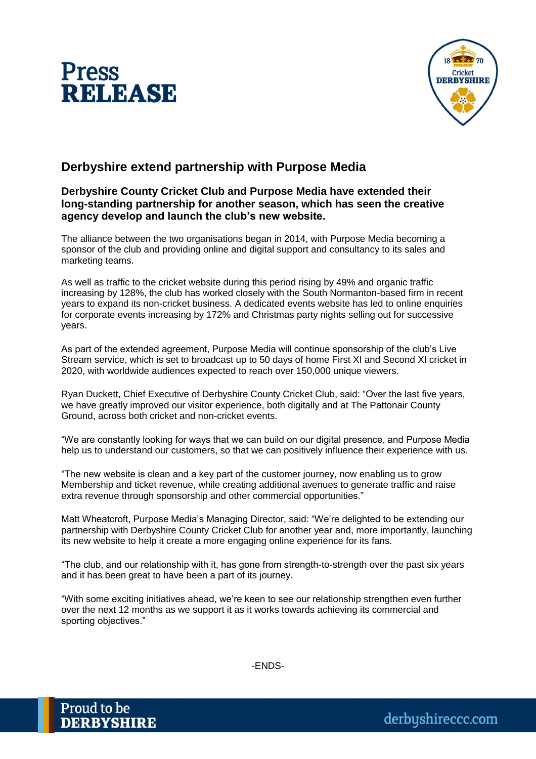# Press RELEASE

## Derbyshire extend partnership with Purpose Media

**Derbyshire County Cricket Club and Purpose Media have extended their long-standing partnership for another season, which has seen the creative agency develop and launch the club's new website.**

The alliance between the two organisations began in 2014, with Purpose Media becoming a sponsor of the club and providing online and digital support and consultancy to its sales and marketing teams.

As well as traffic to the cricket website during this period rising by 49% and organic traffic increasing by 128%, the club has worked closely with the South Normanton-based firm in recent years to expand its non-cricket business. A dedicated events website has led to online enquiries for corporate events increasing by 172% and Christmas party nights selling out for successive years.

As part of the extended agreement, Purpose Media will continue sponsorship of the club's Live Stream service, which is set to broadcast up to 50 days of home First XI and Second XI cricket in 2020, with worldwide audiences expected to reach over 150,000 unique viewers.

Ryan Duckett, Chief Executive of Derbyshire County Cricket Club, said: "Over the last five years, we have greatly improved our visitor experience, both digitally and at The Pattonair County Ground, across both cricket and non-cricket events.

"We are constantly looking for ways that we can build on our digital presence, and Purpose Media help us to understand our customers, so that we can positively influence their experience with us.

"The new website is clean and a key part of the customer journey, now enabling us to grow Membership and ticket revenue, while creating additional avenues to generate traffic and raise extra revenue through sponsorship and other commercial opportunities."

Matt Wheatcroft, Purpose Media's Managing Director, said: "We're delighted to be extending our partnership with Derbyshire County Cricket Club for another year and, more importantly, launching its new website to help it create a more engaging online experience for its fans.

"The club, and our relationship with it, has gone from strength-to-strength over the past six years and it has been great to have been a part of its journey.

"With some exciting initiatives ahead, we're keen to see our relationship strengthen even further over the next 12 months as we support it as it works towards achieving its commercial and sporting objectives."

-ENDS-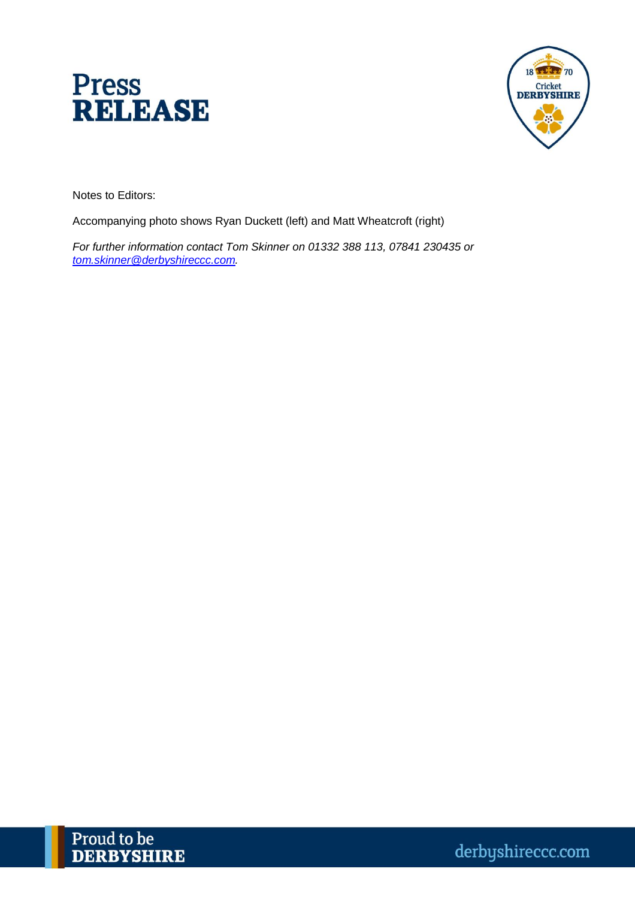# Press RELEASE

Notes to Editors:

Accompanying photo shows Ryan Duckett (left) and Matt Wheatcroft (right)

*For further information contact Tom Skinner on 01332 388 113, 07841 230435 or [tom.skinner@derbyshireccc.com](mailto:tom.skinner@derbyshireccc.com).*